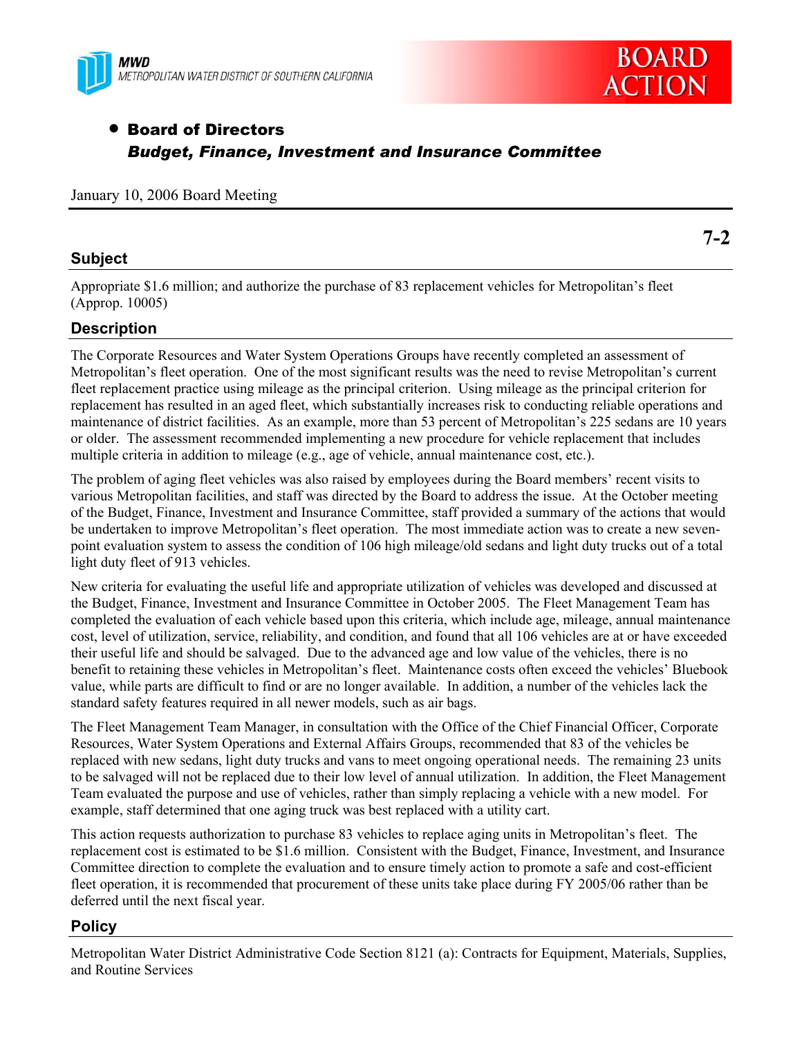MWD
METROPOLITAN WATER DISTRICT OF SOUTHERN CALIFORNIA

BOARD ACTION

- **Board of Directors**
  ***Budget, Finance, Investment and Insurance Committee***

January 10, 2006 Board Meeting

**7-2**

## Subject

Appropriate $1.6 million; and authorize the purchase of 83 replacement vehicles for Metropolitan's fleet (Approp. 10005)

## Description

The Corporate Resources and Water System Operations Groups have recently completed an assessment of Metropolitan's fleet operation. One of the most significant results was the need to revise Metropolitan's current fleet replacement practice using mileage as the principal criterion. Using mileage as the principal criterion for replacement has resulted in an aged fleet, which substantially increases risk to conducting reliable operations and maintenance of district facilities. As an example, more than 53 percent of Metropolitan's 225 sedans are 10 years or older. The assessment recommended implementing a new procedure for vehicle replacement that includes multiple criteria in addition to mileage (e.g., age of vehicle, annual maintenance cost, etc.).

The problem of aging fleet vehicles was also raised by employees during the Board members' recent visits to various Metropolitan facilities, and staff was directed by the Board to address the issue. At the October meeting of the Budget, Finance, Investment and Insurance Committee, staff provided a summary of the actions that would be undertaken to improve Metropolitan's fleet operation. The most immediate action was to create a new seven-point evaluation system to assess the condition of 106 high mileage/old sedans and light duty trucks out of a total light duty fleet of 913 vehicles.

New criteria for evaluating the useful life and appropriate utilization of vehicles was developed and discussed at the Budget, Finance, Investment and Insurance Committee in October 2005. The Fleet Management Team has completed the evaluation of each vehicle based upon this criteria, which include age, mileage, annual maintenance cost, level of utilization, service, reliability, and condition, and found that all 106 vehicles are at or have exceeded their useful life and should be salvaged. Due to the advanced age and low value of the vehicles, there is no benefit to retaining these vehicles in Metropolitan's fleet. Maintenance costs often exceed the vehicles' Bluebook value, while parts are difficult to find or are no longer available. In addition, a number of the vehicles lack the standard safety features required in all newer models, such as air bags.

The Fleet Management Team Manager, in consultation with the Office of the Chief Financial Officer, Corporate Resources, Water System Operations and External Affairs Groups, recommended that 83 of the vehicles be replaced with new sedans, light duty trucks and vans to meet ongoing operational needs. The remaining 23 units to be salvaged will not be replaced due to their low level of annual utilization. In addition, the Fleet Management Team evaluated the purpose and use of vehicles, rather than simply replacing a vehicle with a new model. For example, staff determined that one aging truck was best replaced with a utility cart.

This action requests authorization to purchase 83 vehicles to replace aging units in Metropolitan's fleet. The replacement cost is estimated to be $1.6 million. Consistent with the Budget, Finance, Investment, and Insurance Committee direction to complete the evaluation and to ensure timely action to promote a safe and cost-efficient fleet operation, it is recommended that procurement of these units take place during FY 2005/06 rather than be deferred until the next fiscal year.

## Policy

Metropolitan Water District Administrative Code Section 8121 (a): Contracts for Equipment, Materials, Supplies, and Routine Services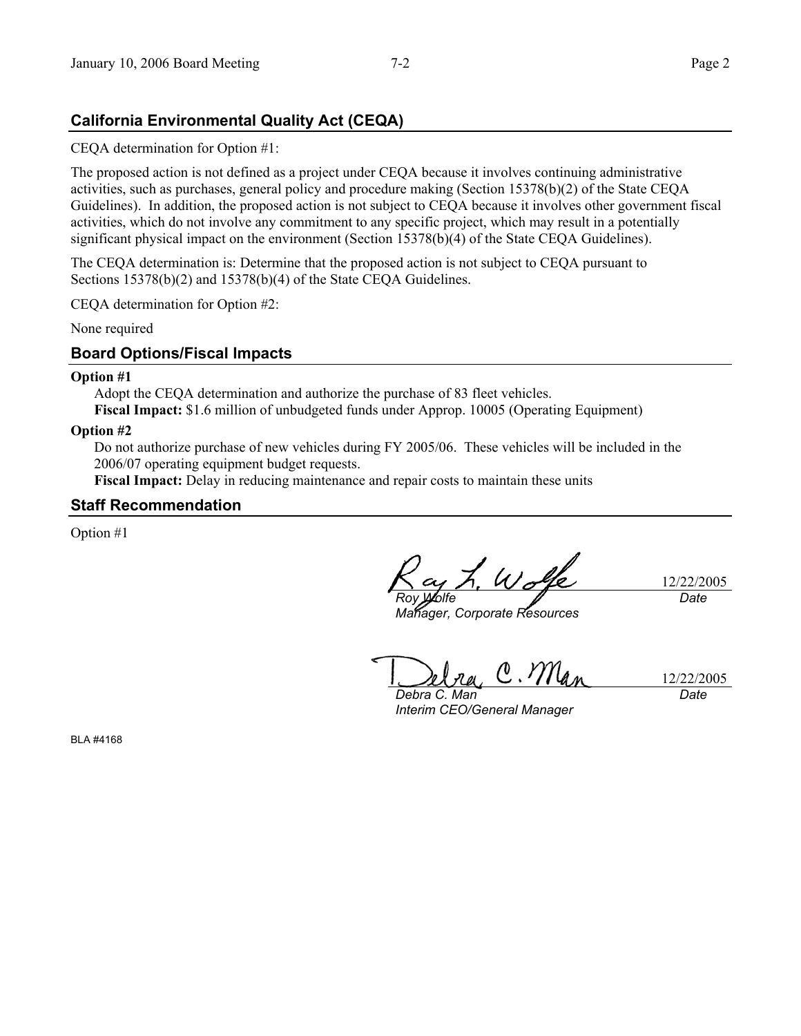## California Environmental Quality Act (CEQA)

CEQA determination for Option #1:

The proposed action is not defined as a project under CEQA because it involves continuing administrative activities, such as purchases, general policy and procedure making (Section 15378(b)(2) of the State CEQA Guidelines). In addition, the proposed action is not subject to CEQA because it involves other government fiscal activities, which do not involve any commitment to any specific project, which may result in a potentially significant physical impact on the environment (Section 15378(b)(4) of the State CEQA Guidelines).

The CEQA determination is: Determine that the proposed action is not subject to CEQA pursuant to Sections 15378(b)(2) and 15378(b)(4) of the State CEQA Guidelines.

CEQA determination for Option #2:

None required

## Board Options/Fiscal Impacts

**Option #1**

Adopt the CEQA determination and authorize the purchase of 83 fleet vehicles.
**Fiscal Impact:** $1.6 million of unbudgeted funds under Approp. 10005 (Operating Equipment)

**Option #2**

Do not authorize purchase of new vehicles during FY 2005/06. These vehicles will be included in the 2006/07 operating equipment budget requests.
**Fiscal Impact:** Delay in reducing maintenance and repair costs to maintain these units

## Staff Recommendation

Option #1

12/22/2005
*Roy Wolfe* — *Date*
*Manager, Corporate Resources*

12/22/2005
*Debra C. Man* — *Date*
*Interim CEO/General Manager*

BLA #4168